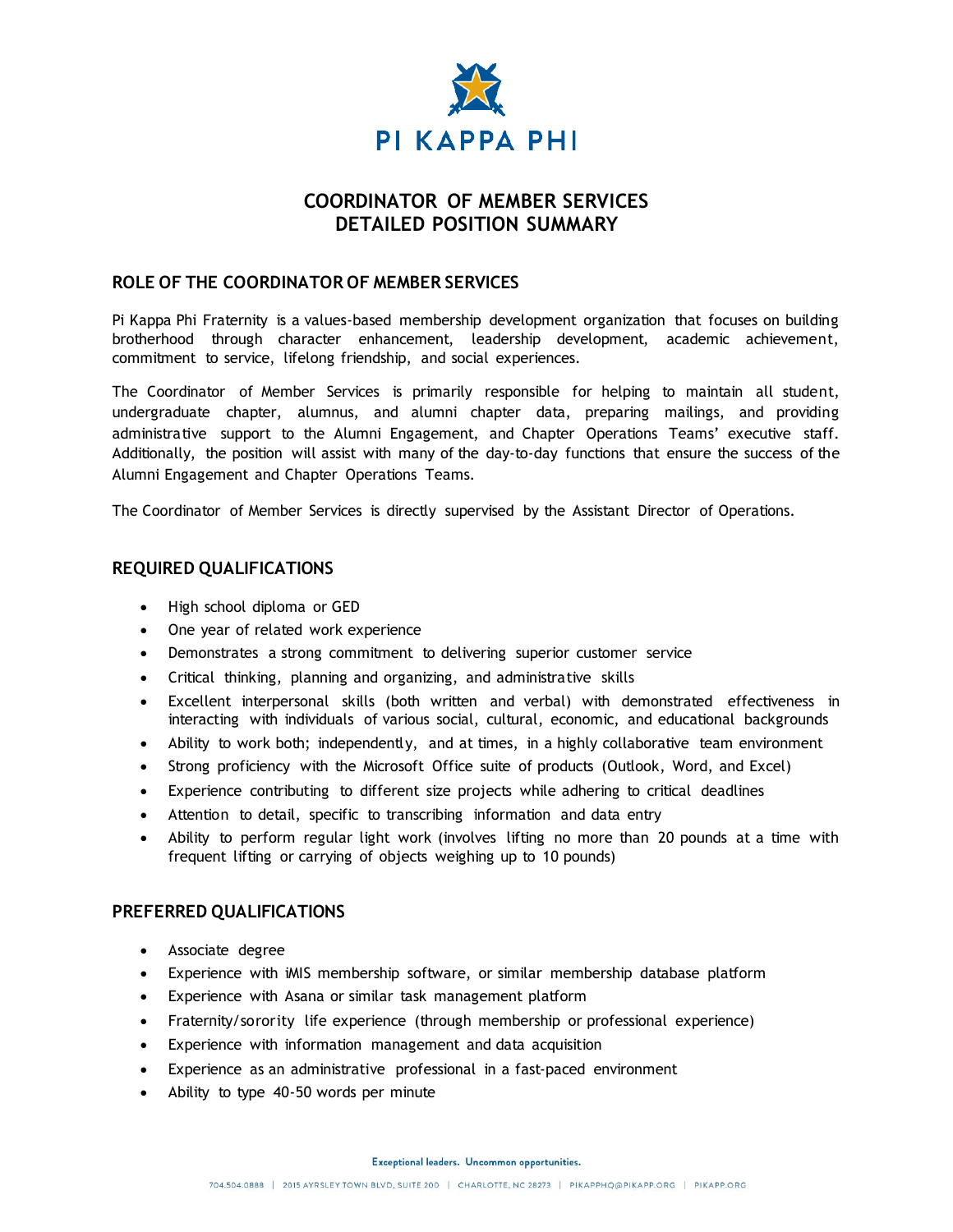PI KAPPA PHI

# COORDINATOR OF MEMBER SERVICES
# DETAILED POSITION SUMMARY

## ROLE OF THE COORDINATOR OF MEMBER SERVICES

Pi Kappa Phi Fraternity is a values-based membership development organization that focuses on building brotherhood through character enhancement, leadership development, academic achievement, commitment to service, lifelong friendship, and social experiences.

The Coordinator of Member Services is primarily responsible for helping to maintain all student, undergraduate chapter, alumnus, and alumni chapter data, preparing mailings, and providing administrative support to the Alumni Engagement, and Chapter Operations Teams' executive staff. Additionally, the position will assist with many of the day-to-day functions that ensure the success of the Alumni Engagement and Chapter Operations Teams.

The Coordinator of Member Services is directly supervised by the Assistant Director of Operations.

## REQUIRED QUALIFICATIONS

- High school diploma or GED
- One year of related work experience
- Demonstrates a strong commitment to delivering superior customer service
- Critical thinking, planning and organizing, and administrative skills
- Excellent interpersonal skills (both written and verbal) with demonstrated effectiveness in interacting with individuals of various social, cultural, economic, and educational backgrounds
- Ability to work both; independently, and at times, in a highly collaborative team environment
- Strong proficiency with the Microsoft Office suite of products (Outlook, Word, and Excel)
- Experience contributing to different size projects while adhering to critical deadlines
- Attention to detail, specific to transcribing information and data entry
- Ability to perform regular light work (involves lifting no more than 20 pounds at a time with frequent lifting or carrying of objects weighing up to 10 pounds)

## PREFERRED QUALIFICATIONS

- Associate degree
- Experience with iMIS membership software, or similar membership database platform
- Experience with Asana or similar task management platform
- Fraternity/sorority life experience (through membership or professional experience)
- Experience with information management and data acquisition
- Experience as an administrative professional in a fast-paced environment
- Ability to type 40-50 words per minute

Exceptional leaders. Uncommon opportunities.

704.504.0888 | 2015 AYRSLEY TOWN BLVD, SUITE 200 | CHARLOTTE, NC 28273 | PIKAPPHQ@PIKAPP.ORG | PIKAPP.ORG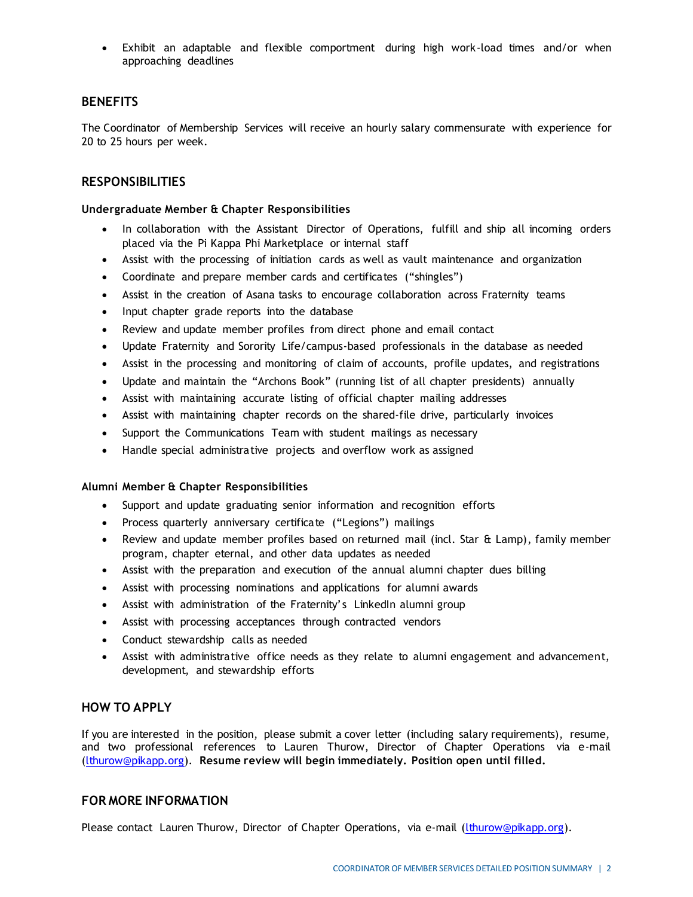- Exhibit an adaptable and flexible comportment during high work-load times and/or when approaching deadlines

## BENEFITS

The Coordinator of Membership Services will receive an hourly salary commensurate with experience for 20 to 25 hours per week.

## RESPONSIBILITIES

### Undergraduate Member & Chapter Responsibilities

- In collaboration with the Assistant Director of Operations, fulfill and ship all incoming orders placed via the Pi Kappa Phi Marketplace or internal staff
- Assist with the processing of initiation cards as well as vault maintenance and organization
- Coordinate and prepare member cards and certificates ("shingles")
- Assist in the creation of Asana tasks to encourage collaboration across Fraternity teams
- Input chapter grade reports into the database
- Review and update member profiles from direct phone and email contact
- Update Fraternity and Sorority Life/campus-based professionals in the database as needed
- Assist in the processing and monitoring of claim of accounts, profile updates, and registrations
- Update and maintain the "Archons Book" (running list of all chapter presidents) annually
- Assist with maintaining accurate listing of official chapter mailing addresses
- Assist with maintaining chapter records on the shared-file drive, particularly invoices
- Support the Communications Team with student mailings as necessary
- Handle special administrative projects and overflow work as assigned

### Alumni Member & Chapter Responsibilities

- Support and update graduating senior information and recognition efforts
- Process quarterly anniversary certificate ("Legions") mailings
- Review and update member profiles based on returned mail (incl. Star & Lamp), family member program, chapter eternal, and other data updates as needed
- Assist with the preparation and execution of the annual alumni chapter dues billing
- Assist with processing nominations and applications for alumni awards
- Assist with administration of the Fraternity's LinkedIn alumni group
- Assist with processing acceptances through contracted vendors
- Conduct stewardship calls as needed
- Assist with administrative office needs as they relate to alumni engagement and advancement, development, and stewardship efforts

## HOW TO APPLY

If you are interested in the position, please submit a cover letter (including salary requirements), resume, and two professional references to Lauren Thurow, Director of Chapter Operations via e-mail (lthurow@pikapp.org). **Resume review will begin immediately. Position open until filled.**

## FOR MORE INFORMATION

Please contact Lauren Thurow, Director of Chapter Operations, via e-mail (lthurow@pikapp.org).